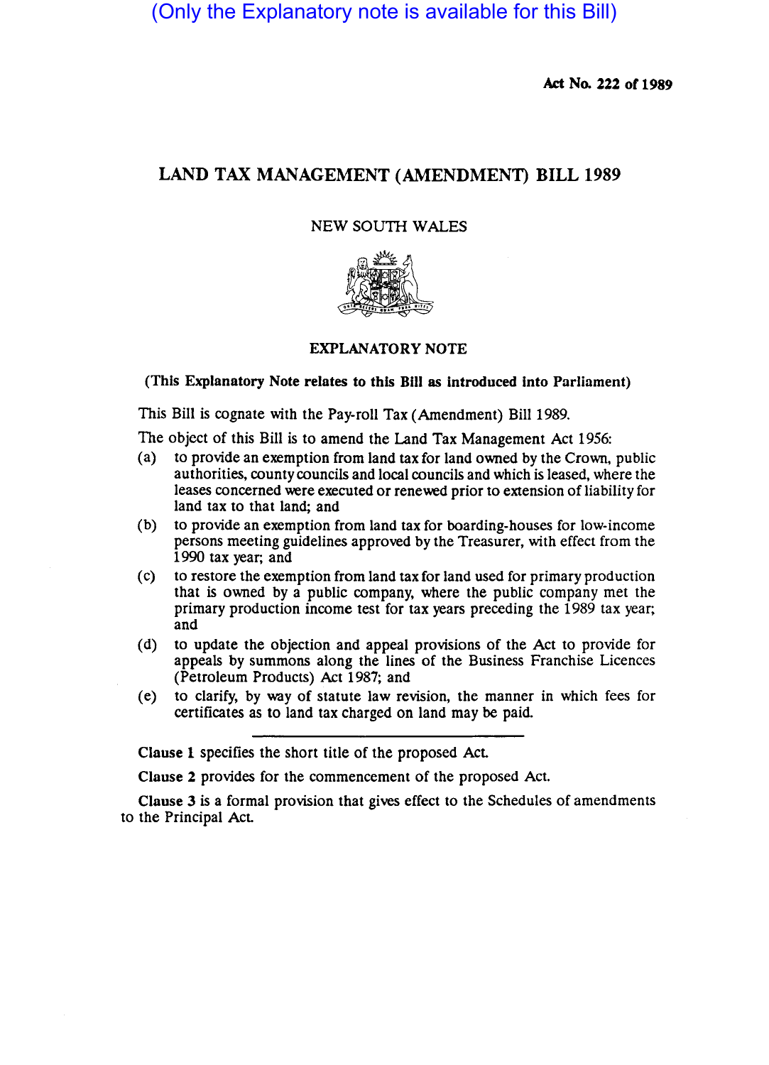(Only the Explanatory note is available for this Bill)

**Act No. 222 of 1989**

# LAND TAX MANAGEMENT (AMENDMENT) BILL 1989

NEW SOUTH WALES

## EXPLANATORY NOTE

**(This Explanatory Note relates to this Bill as introduced into Parliament)**

This Bill is cognate with the Pay-roll Tax (Amendment) Bill 1989.

The object of this Bill is to amend the Land Tax Management Act 1956:

(a) to provide an exemption from land tax for land owned by the Crown, public authorities, county councils and local councils and which is leased, where the leases concerned were executed or renewed prior to extension of liability for land tax to that land; and

(b) to provide an exemption from land tax for boarding-houses for low-income persons meeting guidelines approved by the Treasurer, with effect from the 1990 tax year; and

(c) to restore the exemption from land tax for land used for primary production that is owned by a public company, where the public company met the primary production income test for tax years preceding the 1989 tax year; and

(d) to update the objection and appeal provisions of the Act to provide for appeals by summons along the lines of the Business Franchise Licences (Petroleum Products) Act 1987; and

(e) to clarify, by way of statute law revision, the manner in which fees for certificates as to land tax charged on land may be paid.

---

**Clause 1** specifies the short title of the proposed Act.

**Clause 2** provides for the commencement of the proposed Act.

**Clause 3** is a formal provision that gives effect to the Schedules of amendments to the Principal Act.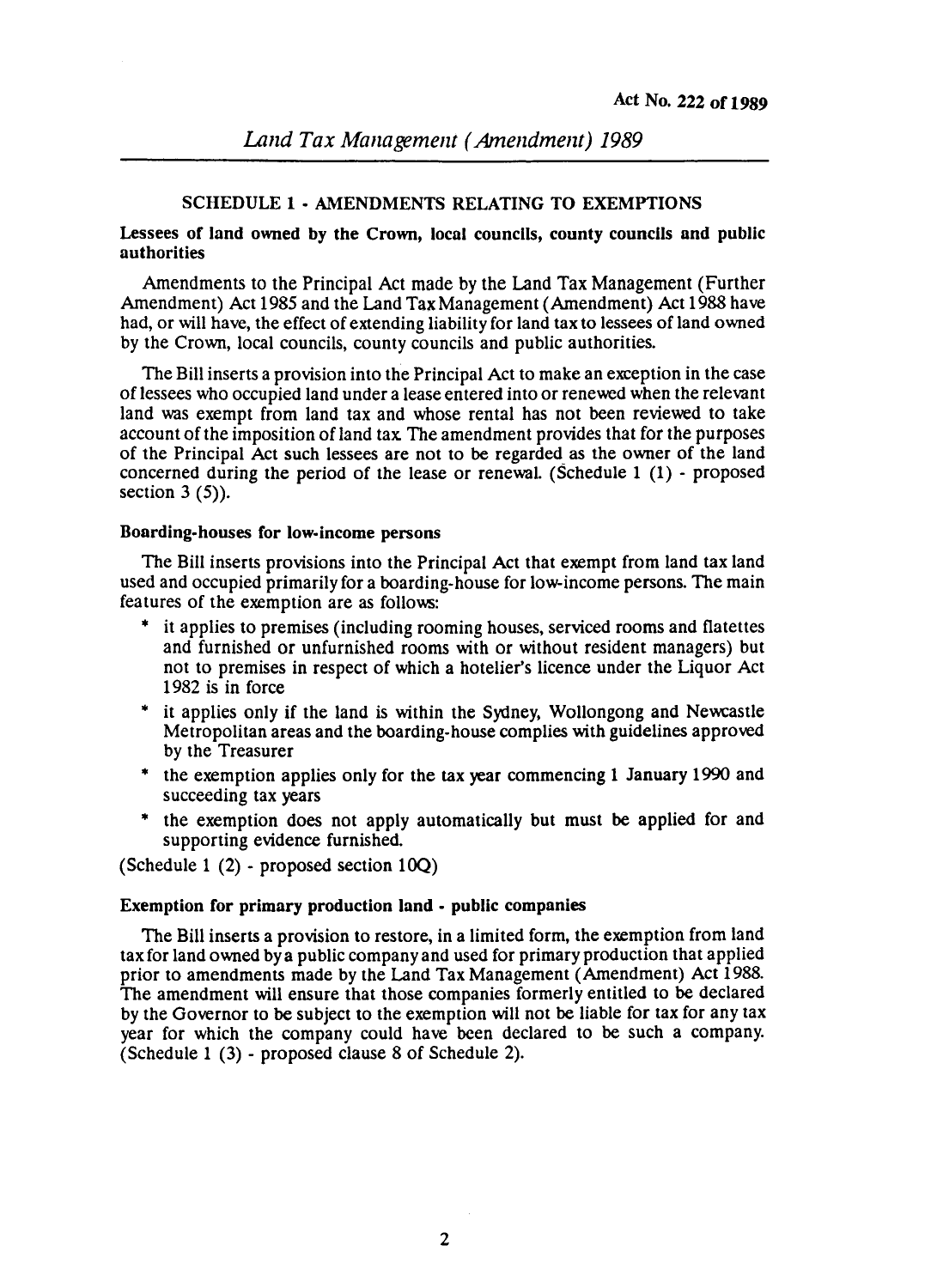## SCHEDULE 1 - AMENDMENTS RELATING TO EXEMPTIONS

### Lessees of land owned by the Crown, local councils, county councils and public authorities

Amendments to the Principal Act made by the Land Tax Management (Further Amendment) Act 1985 and the Land Tax Management (Amendment) Act 1988 have had, or will have, the effect of extending liability for land tax to lessees of land owned by the Crown, local councils, county councils and public authorities.

The Bill inserts a provision into the Principal Act to make an exception in the case of lessees who occupied land under a lease entered into or renewed when the relevant land was exempt from land tax and whose rental has not been reviewed to take account of the imposition of land tax. The amendment provides that for the purposes of the Principal Act such lessees are not to be regarded as the owner of the land concerned during the period of the lease or renewal. (Schedule 1 (1) - proposed section 3 (5)).

### Boarding-houses for low-income persons

The Bill inserts provisions into the Principal Act that exempt from land tax land used and occupied primarily for a boarding-house for low-income persons. The main features of the exemption are as follows:

* it applies to premises (including rooming houses, serviced rooms and flatettes and furnished or unfurnished rooms with or without resident managers) but not to premises in respect of which a hotelier's licence under the Liquor Act 1982 is in force
* it applies only if the land is within the Sydney, Wollongong and Newcastle Metropolitan areas and the boarding-house complies with guidelines approved by the Treasurer
* the exemption applies only for the tax year commencing 1 January 1990 and succeeding tax years
* the exemption does not apply automatically but must be applied for and supporting evidence furnished.

(Schedule 1 (2) - proposed section 10Q)

### Exemption for primary production land - public companies

The Bill inserts a provision to restore, in a limited form, the exemption from land tax for land owned by a public company and used for primary production that applied prior to amendments made by the Land Tax Management (Amendment) Act 1988. The amendment will ensure that those companies formerly entitled to be declared by the Governor to be subject to the exemption will not be liable for tax for any tax year for which the company could have been declared to be such a company. (Schedule 1 (3) - proposed clause 8 of Schedule 2).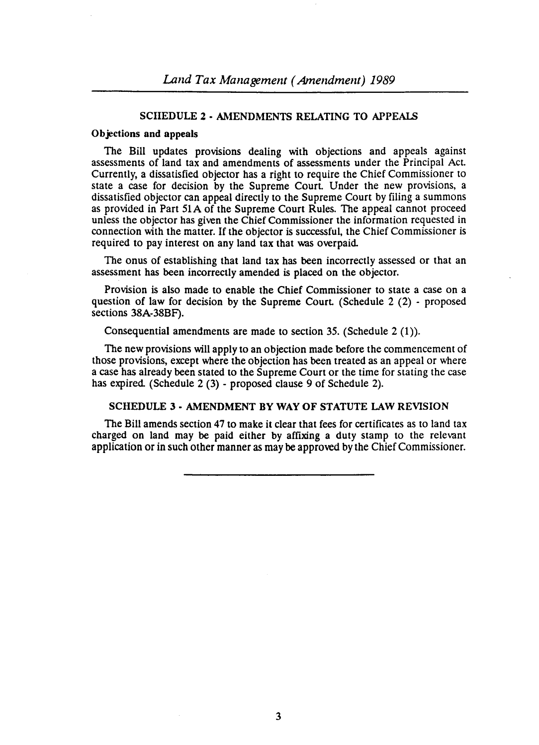## SCHEDULE 2 - AMENDMENTS RELATING TO APPEALS

**Objections and appeals**

The Bill updates provisions dealing with objections and appeals against assessments of land tax and amendments of assessments under the Principal Act. Currently, a dissatisfied objector has a right to require the Chief Commissioner to state a case for decision by the Supreme Court. Under the new provisions, a dissatisfied objector can appeal directly to the Supreme Court by filing a summons as provided in Part 51A of the Supreme Court Rules. The appeal cannot proceed unless the objector has given the Chief Commissioner the information requested in connection with the matter. If the objector is successful, the Chief Commissioner is required to pay interest on any land tax that was overpaid.

The onus of establishing that land tax has been incorrectly assessed or that an assessment has been incorrectly amended is placed on the objector.

Provision is also made to enable the Chief Commissioner to state a case on a question of law for decision by the Supreme Court. (Schedule 2 (2) - proposed sections 38A-38BF).

Consequential amendments are made to section 35. (Schedule 2 (1)).

The new provisions will apply to an objection made before the commencement of those provisions, except where the objection has been treated as an appeal or where a case has already been stated to the Supreme Court or the time for stating the case has expired. (Schedule 2 (3) - proposed clause 9 of Schedule 2).

## SCHEDULE 3 - AMENDMENT BY WAY OF STATUTE LAW REVISION

The Bill amends section 47 to make it clear that fees for certificates as to land tax charged on land may be paid either by affixing a duty stamp to the relevant application or in such other manner as may be approved by the Chief Commissioner.